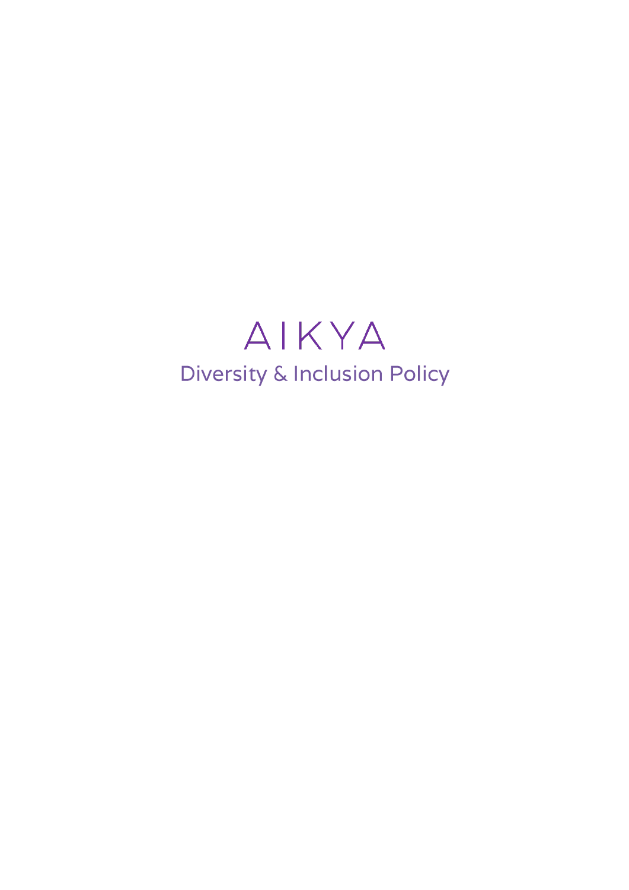# AIKYA

## Diversity & Inclusion Policy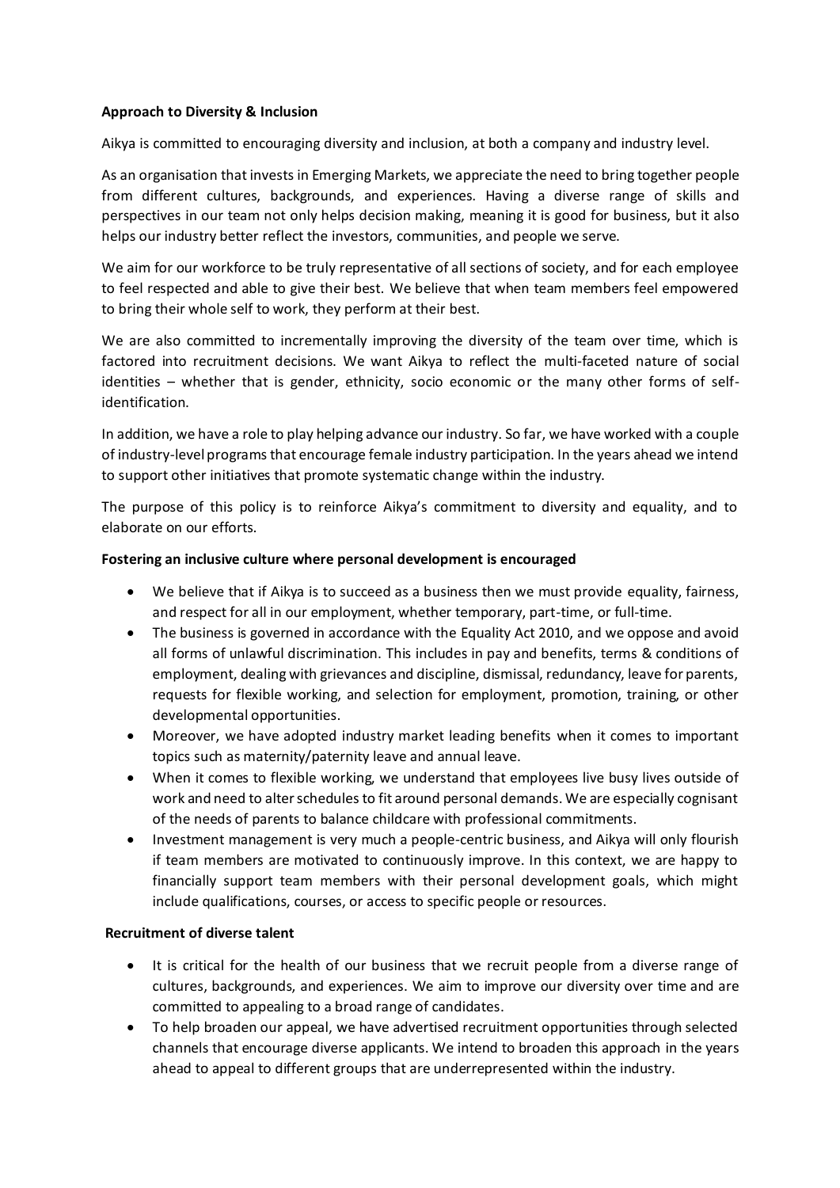**Approach to Diversity & Inclusion**

Aikya is committed to encouraging diversity and inclusion, at both a company and industry level.

As an organisation that invests in Emerging Markets, we appreciate the need to bring together people from different cultures, backgrounds, and experiences. Having a diverse range of skills and perspectives in our team not only helps decision making, meaning it is good for business, but it also helps our industry better reflect the investors, communities, and people we serve.

We aim for our workforce to be truly representative of all sections of society, and for each employee to feel respected and able to give their best. We believe that when team members feel empowered to bring their whole self to work, they perform at their best.

We are also committed to incrementally improving the diversity of the team over time, which is factored into recruitment decisions. We want Aikya to reflect the multi-faceted nature of social identities – whether that is gender, ethnicity, socio economic or the many other forms of self-identification.

In addition, we have a role to play helping advance our industry. So far, we have worked with a couple of industry-level programs that encourage female industry participation. In the years ahead we intend to support other initiatives that promote systematic change within the industry.

The purpose of this policy is to reinforce Aikya's commitment to diversity and equality, and to elaborate on our efforts.

**Fostering an inclusive culture where personal development is encouraged**

- We believe that if Aikya is to succeed as a business then we must provide equality, fairness, and respect for all in our employment, whether temporary, part-time, or full-time.
- The business is governed in accordance with the Equality Act 2010, and we oppose and avoid all forms of unlawful discrimination. This includes in pay and benefits, terms & conditions of employment, dealing with grievances and discipline, dismissal, redundancy, leave for parents, requests for flexible working, and selection for employment, promotion, training, or other developmental opportunities.
- Moreover, we have adopted industry market leading benefits when it comes to important topics such as maternity/paternity leave and annual leave.
- When it comes to flexible working, we understand that employees live busy lives outside of work and need to alter schedules to fit around personal demands. We are especially cognisant of the needs of parents to balance childcare with professional commitments.
- Investment management is very much a people-centric business, and Aikya will only flourish if team members are motivated to continuously improve. In this context, we are happy to financially support team members with their personal development goals, which might include qualifications, courses, or access to specific people or resources.

**Recruitment of diverse talent**

- It is critical for the health of our business that we recruit people from a diverse range of cultures, backgrounds, and experiences. We aim to improve our diversity over time and are committed to appealing to a broad range of candidates.
- To help broaden our appeal, we have advertised recruitment opportunities through selected channels that encourage diverse applicants. We intend to broaden this approach in the years ahead to appeal to different groups that are underrepresented within the industry.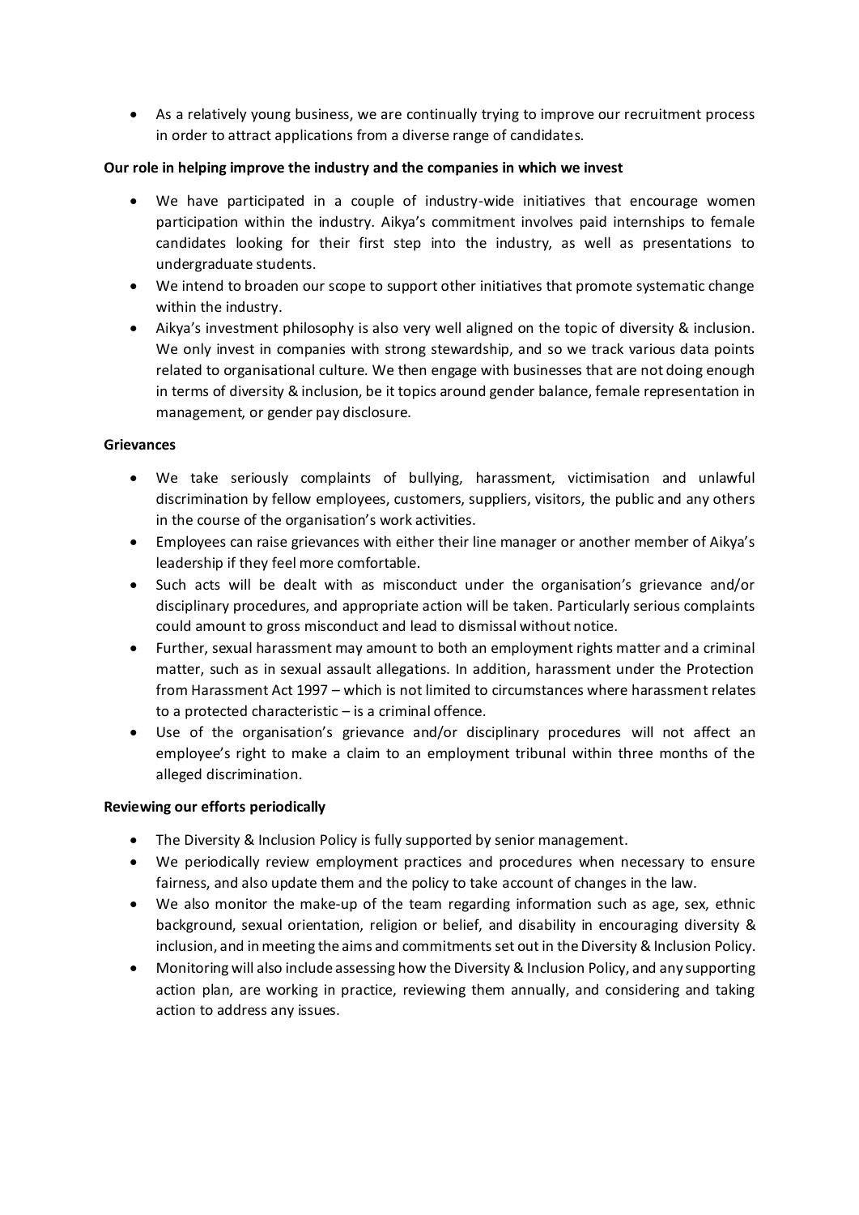- As a relatively young business, we are continually trying to improve our recruitment process in order to attract applications from a diverse range of candidates.

**Our role in helping improve the industry and the companies in which we invest**

- We have participated in a couple of industry-wide initiatives that encourage women participation within the industry. Aikya's commitment involves paid internships to female candidates looking for their first step into the industry, as well as presentations to undergraduate students.
- We intend to broaden our scope to support other initiatives that promote systematic change within the industry.
- Aikya's investment philosophy is also very well aligned on the topic of diversity & inclusion. We only invest in companies with strong stewardship, and so we track various data points related to organisational culture. We then engage with businesses that are not doing enough in terms of diversity & inclusion, be it topics around gender balance, female representation in management, or gender pay disclosure.

**Grievances**

- We take seriously complaints of bullying, harassment, victimisation and unlawful discrimination by fellow employees, customers, suppliers, visitors, the public and any others in the course of the organisation's work activities.
- Employees can raise grievances with either their line manager or another member of Aikya's leadership if they feel more comfortable.
- Such acts will be dealt with as misconduct under the organisation's grievance and/or disciplinary procedures, and appropriate action will be taken. Particularly serious complaints could amount to gross misconduct and lead to dismissal without notice.
- Further, sexual harassment may amount to both an employment rights matter and a criminal matter, such as in sexual assault allegations. In addition, harassment under the Protection from Harassment Act 1997 – which is not limited to circumstances where harassment relates to a protected characteristic – is a criminal offence.
- Use of the organisation's grievance and/or disciplinary procedures will not affect an employee's right to make a claim to an employment tribunal within three months of the alleged discrimination.

**Reviewing our efforts periodically**

- The Diversity & Inclusion Policy is fully supported by senior management.
- We periodically review employment practices and procedures when necessary to ensure fairness, and also update them and the policy to take account of changes in the law.
- We also monitor the make-up of the team regarding information such as age, sex, ethnic background, sexual orientation, religion or belief, and disability in encouraging diversity & inclusion, and in meeting the aims and commitments set out in the Diversity & Inclusion Policy.
- Monitoring will also include assessing how the Diversity & Inclusion Policy, and any supporting action plan, are working in practice, reviewing them annually, and considering and taking action to address any issues.